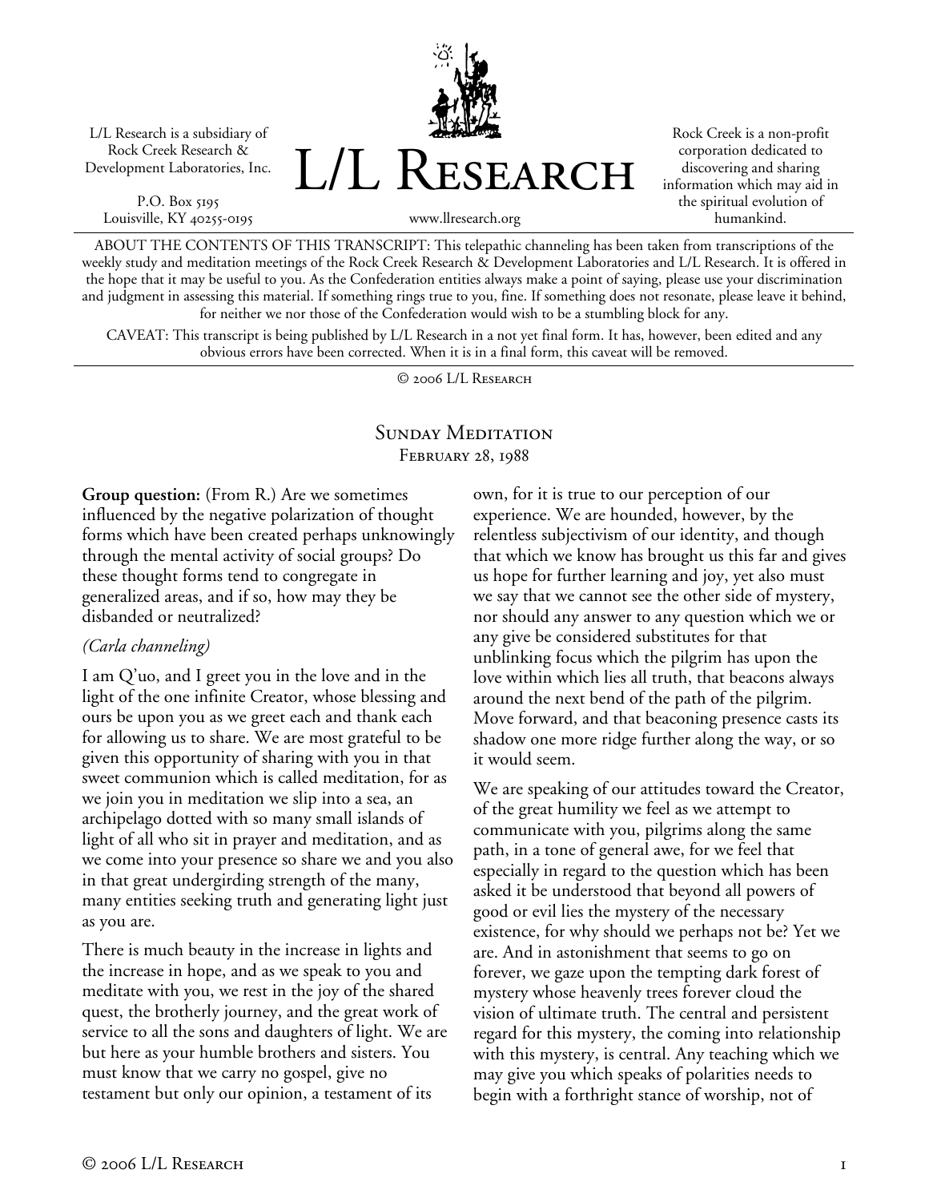L/L Research is a subsidiary of Rock Creek Research & Development Laboratories, Inc.

P.O. Box 5195
Louisville, KY 40255-0195

# L/L Research

www.llresearch.org

Rock Creek is a non-profit corporation dedicated to discovering and sharing information which may aid in the spiritual evolution of humankind.

ABOUT THE CONTENTS OF THIS TRANSCRIPT: This telepathic channeling has been taken from transcriptions of the weekly study and meditation meetings of the Rock Creek Research & Development Laboratories and L/L Research. It is offered in the hope that it may be useful to you. As the Confederation entities always make a point of saying, please use your discrimination and judgment in assessing this material. If something rings true to you, fine. If something does not resonate, please leave it behind, for neither we nor those of the Confederation would wish to be a stumbling block for any.

CAVEAT: This transcript is being published by L/L Research in a not yet final form. It has, however, been edited and any obvious errors have been corrected. When it is in a final form, this caveat will be removed.

© 2006 L/L Research

## Sunday Meditation
### February 28, 1988

**Group question:** (From R.) Are we sometimes influenced by the negative polarization of thought forms which have been created perhaps unknowingly through the mental activity of social groups? Do these thought forms tend to congregate in generalized areas, and if so, how may they be disbanded or neutralized?

*(Carla channeling)*

I am Q'uo, and I greet you in the love and in the light of the one infinite Creator, whose blessing and ours be upon you as we greet each and thank each for allowing us to share. We are most grateful to be given this opportunity of sharing with you in that sweet communion which is called meditation, for as we join you in meditation we slip into a sea, an archipelago dotted with so many small islands of light of all who sit in prayer and meditation, and as we come into your presence so share we and you also in that great undergirding strength of the many, many entities seeking truth and generating light just as you are.

There is much beauty in the increase in lights and the increase in hope, and as we speak to you and meditate with you, we rest in the joy of the shared quest, the brotherly journey, and the great work of service to all the sons and daughters of light. We are but here as your humble brothers and sisters. You must know that we carry no gospel, give no testament but only our opinion, a testament of its own, for it is true to our perception of our experience. We are hounded, however, by the relentless subjectivism of our identity, and though that which we know has brought us this far and gives us hope for further learning and joy, yet also must we say that we cannot see the other side of mystery, nor should any answer to any question which we or any give be considered substitutes for that unblinking focus which the pilgrim has upon the love within which lies all truth, that beacons always around the next bend of the path of the pilgrim. Move forward, and that beaconing presence casts its shadow one more ridge further along the way, or so it would seem.

We are speaking of our attitudes toward the Creator, of the great humility we feel as we attempt to communicate with you, pilgrims along the same path, in a tone of general awe, for we feel that especially in regard to the question which has been asked it be understood that beyond all powers of good or evil lies the mystery of the necessary existence, for why should we perhaps not be? Yet we are. And in astonishment that seems to go on forever, we gaze upon the tempting dark forest of mystery whose heavenly trees forever cloud the vision of ultimate truth. The central and persistent regard for this mystery, the coming into relationship with this mystery, is central. Any teaching which we may give you which speaks of polarities needs to begin with a forthright stance of worship, not of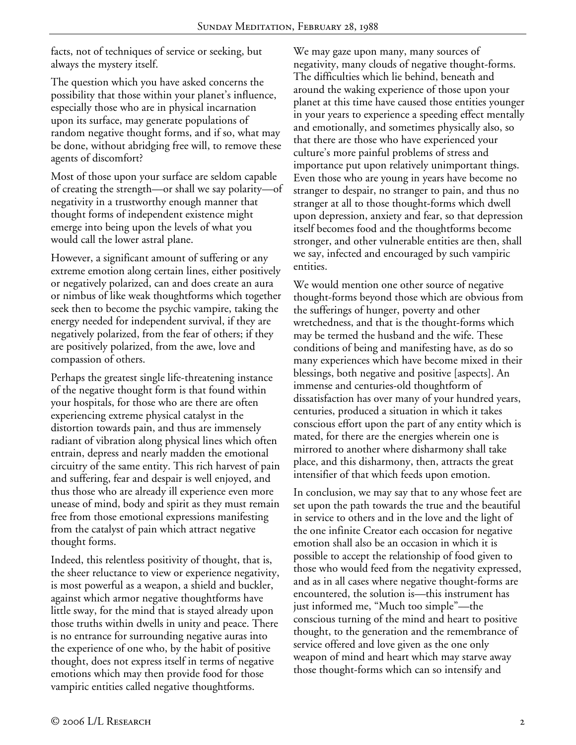facts, not of techniques of service or seeking, but always the mystery itself.

The question which you have asked concerns the possibility that those within your planet's influence, especially those who are in physical incarnation upon its surface, may generate populations of random negative thought forms, and if so, what may be done, without abridging free will, to remove these agents of discomfort?

Most of those upon your surface are seldom capable of creating the strength—or shall we say polarity—of negativity in a trustworthy enough manner that thought forms of independent existence might emerge into being upon the levels of what you would call the lower astral plane.

However, a significant amount of suffering or any extreme emotion along certain lines, either positively or negatively polarized, can and does create an aura or nimbus of like weak thoughtforms which together seek then to become the psychic vampire, taking the energy needed for independent survival, if they are negatively polarized, from the fear of others; if they are positively polarized, from the awe, love and compassion of others.

Perhaps the greatest single life-threatening instance of the negative thought form is that found within your hospitals, for those who are there are often experiencing extreme physical catalyst in the distortion towards pain, and thus are immensely radiant of vibration along physical lines which often entrain, depress and nearly madden the emotional circuitry of the same entity. This rich harvest of pain and suffering, fear and despair is well enjoyed, and thus those who are already ill experience even more unease of mind, body and spirit as they must remain free from those emotional expressions manifesting from the catalyst of pain which attract negative thought forms.

Indeed, this relentless positivity of thought, that is, the sheer reluctance to view or experience negativity, is most powerful as a weapon, a shield and buckler, against which armor negative thoughtforms have little sway, for the mind that is stayed already upon those truths within dwells in unity and peace. There is no entrance for surrounding negative auras into the experience of one who, by the habit of positive thought, does not express itself in terms of negative emotions which may then provide food for those vampiric entities called negative thoughtforms.

We may gaze upon many, many sources of negativity, many clouds of negative thought-forms. The difficulties which lie behind, beneath and around the waking experience of those upon your planet at this time have caused those entities younger in your years to experience a speeding effect mentally and emotionally, and sometimes physically also, so that there are those who have experienced your culture's more painful problems of stress and importance put upon relatively unimportant things. Even those who are young in years have become no stranger to despair, no stranger to pain, and thus no stranger at all to those thought-forms which dwell upon depression, anxiety and fear, so that depression itself becomes food and the thoughtforms become stronger, and other vulnerable entities are then, shall we say, infected and encouraged by such vampiric entities.

We would mention one other source of negative thought-forms beyond those which are obvious from the sufferings of hunger, poverty and other wretchedness, and that is the thought-forms which may be termed the husband and the wife. These conditions of being and manifesting have, as do so many experiences which have become mixed in their blessings, both negative and positive [aspects]. An immense and centuries-old thoughtform of dissatisfaction has over many of your hundred years, centuries, produced a situation in which it takes conscious effort upon the part of any entity which is mated, for there are the energies wherein one is mirrored to another where disharmony shall take place, and this disharmony, then, attracts the great intensifier of that which feeds upon emotion.

In conclusion, we may say that to any whose feet are set upon the path towards the true and the beautiful in service to others and in the love and the light of the one infinite Creator each occasion for negative emotion shall also be an occasion in which it is possible to accept the relationship of food given to those who would feed from the negativity expressed, and as in all cases where negative thought-forms are encountered, the solution is—this instrument has just informed me, "Much too simple"—the conscious turning of the mind and heart to positive thought, to the generation and the remembrance of service offered and love given as the one only weapon of mind and heart which may starve away those thought-forms which can so intensify and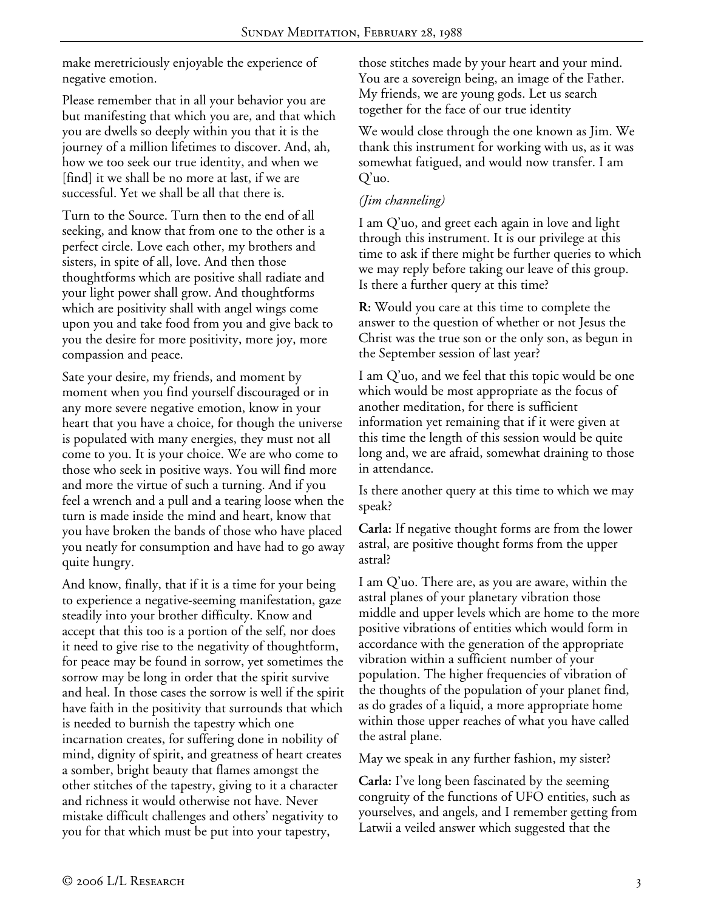make meretriciously enjoyable the experience of negative emotion.

Please remember that in all your behavior you are but manifesting that which you are, and that which you are dwells so deeply within you that it is the journey of a million lifetimes to discover. And, ah, how we too seek our true identity, and when we [find] it we shall be no more at last, if we are successful. Yet we shall be all that there is.

Turn to the Source. Turn then to the end of all seeking, and know that from one to the other is a perfect circle. Love each other, my brothers and sisters, in spite of all, love. And then those thoughtforms which are positive shall radiate and your light power shall grow. And thoughtforms which are positivity shall with angel wings come upon you and take food from you and give back to you the desire for more positivity, more joy, more compassion and peace.

Sate your desire, my friends, and moment by moment when you find yourself discouraged or in any more severe negative emotion, know in your heart that you have a choice, for though the universe is populated with many energies, they must not all come to you. It is your choice. We are who come to those who seek in positive ways. You will find more and more the virtue of such a turning. And if you feel a wrench and a pull and a tearing loose when the turn is made inside the mind and heart, know that you have broken the bands of those who have placed you neatly for consumption and have had to go away quite hungry.

And know, finally, that if it is a time for your being to experience a negative-seeming manifestation, gaze steadily into your brother difficulty. Know and accept that this too is a portion of the self, nor does it need to give rise to the negativity of thoughtform, for peace may be found in sorrow, yet sometimes the sorrow may be long in order that the spirit survive and heal. In those cases the sorrow is well if the spirit have faith in the positivity that surrounds that which is needed to burnish the tapestry which one incarnation creates, for suffering done in nobility of mind, dignity of spirit, and greatness of heart creates a somber, bright beauty that flames amongst the other stitches of the tapestry, giving to it a character and richness it would otherwise not have. Never mistake difficult challenges and others' negativity to you for that which must be put into your tapestry, those stitches made by your heart and your mind. You are a sovereign being, an image of the Father. My friends, we are young gods. Let us search together for the face of our true identity

We would close through the one known as Jim. We thank this instrument for working with us, as it was somewhat fatigued, and would now transfer. I am Q'uo.

*(Jim channeling)*

I am Q'uo, and greet each again in love and light through this instrument. It is our privilege at this time to ask if there might be further queries to which we may reply before taking our leave of this group. Is there a further query at this time?

**R:** Would you care at this time to complete the answer to the question of whether or not Jesus the Christ was the true son or the only son, as begun in the September session of last year?

I am Q'uo, and we feel that this topic would be one which would be most appropriate as the focus of another meditation, for there is sufficient information yet remaining that if it were given at this time the length of this session would be quite long and, we are afraid, somewhat draining to those in attendance.

Is there another query at this time to which we may speak?

**Carla:** If negative thought forms are from the lower astral, are positive thought forms from the upper astral?

I am Q'uo. There are, as you are aware, within the astral planes of your planetary vibration those middle and upper levels which are home to the more positive vibrations of entities which would form in accordance with the generation of the appropriate vibration within a sufficient number of your population. The higher frequencies of vibration of the thoughts of the population of your planet find, as do grades of a liquid, a more appropriate home within those upper reaches of what you have called the astral plane.

May we speak in any further fashion, my sister?

**Carla:** I've long been fascinated by the seeming congruity of the functions of UFO entities, such as yourselves, and angels, and I remember getting from Latwii a veiled answer which suggested that the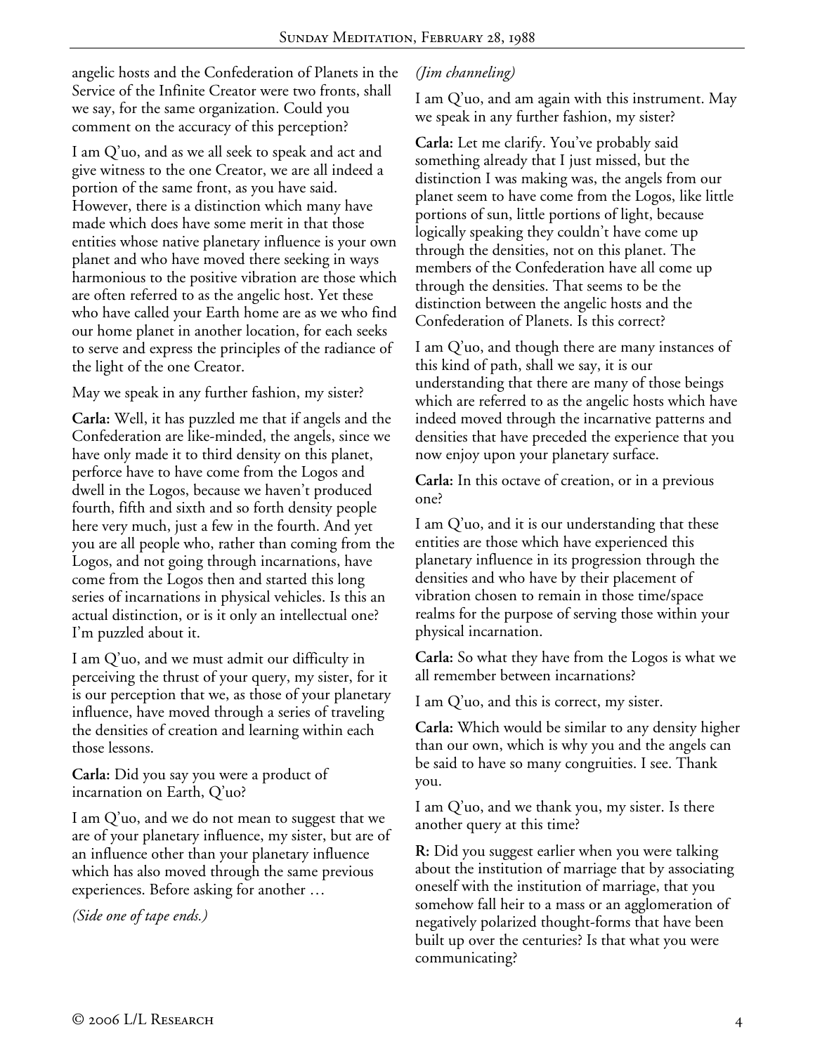angelic hosts and the Confederation of Planets in the Service of the Infinite Creator were two fronts, shall we say, for the same organization. Could you comment on the accuracy of this perception?

I am Q'uo, and as we all seek to speak and act and give witness to the one Creator, we are all indeed a portion of the same front, as you have said. However, there is a distinction which many have made which does have some merit in that those entities whose native planetary influence is your own planet and who have moved there seeking in ways harmonious to the positive vibration are those which are often referred to as the angelic host. Yet these who have called your Earth home are as we who find our home planet in another location, for each seeks to serve and express the principles of the radiance of the light of the one Creator.

May we speak in any further fashion, my sister?

**Carla:** Well, it has puzzled me that if angels and the Confederation are like-minded, the angels, since we have only made it to third density on this planet, perforce have to have come from the Logos and dwell in the Logos, because we haven't produced fourth, fifth and sixth and so forth density people here very much, just a few in the fourth. And yet you are all people who, rather than coming from the Logos, and not going through incarnations, have come from the Logos then and started this long series of incarnations in physical vehicles. Is this an actual distinction, or is it only an intellectual one? I'm puzzled about it.

I am Q'uo, and we must admit our difficulty in perceiving the thrust of your query, my sister, for it is our perception that we, as those of your planetary influence, have moved through a series of traveling the densities of creation and learning within each those lessons.

**Carla:** Did you say you were a product of incarnation on Earth, Q'uo?

I am Q'uo, and we do not mean to suggest that we are of your planetary influence, my sister, but are of an influence other than your planetary influence which has also moved through the same previous experiences. Before asking for another …

*(Side one of tape ends.)*

*(Jim channeling)*

I am Q'uo, and am again with this instrument. May we speak in any further fashion, my sister?

**Carla:** Let me clarify. You've probably said something already that I just missed, but the distinction I was making was, the angels from our planet seem to have come from the Logos, like little portions of sun, little portions of light, because logically speaking they couldn't have come up through the densities, not on this planet. The members of the Confederation have all come up through the densities. That seems to be the distinction between the angelic hosts and the Confederation of Planets. Is this correct?

I am Q'uo, and though there are many instances of this kind of path, shall we say, it is our understanding that there are many of those beings which are referred to as the angelic hosts which have indeed moved through the incarnative patterns and densities that have preceded the experience that you now enjoy upon your planetary surface.

**Carla:** In this octave of creation, or in a previous one?

I am Q'uo, and it is our understanding that these entities are those which have experienced this planetary influence in its progression through the densities and who have by their placement of vibration chosen to remain in those time/space realms for the purpose of serving those within your physical incarnation.

**Carla:** So what they have from the Logos is what we all remember between incarnations?

I am Q'uo, and this is correct, my sister.

**Carla:** Which would be similar to any density higher than our own, which is why you and the angels can be said to have so many congruities. I see. Thank you.

I am Q'uo, and we thank you, my sister. Is there another query at this time?

**R:** Did you suggest earlier when you were talking about the institution of marriage that by associating oneself with the institution of marriage, that you somehow fall heir to a mass or an agglomeration of negatively polarized thought-forms that have been built up over the centuries? Is that what you were communicating?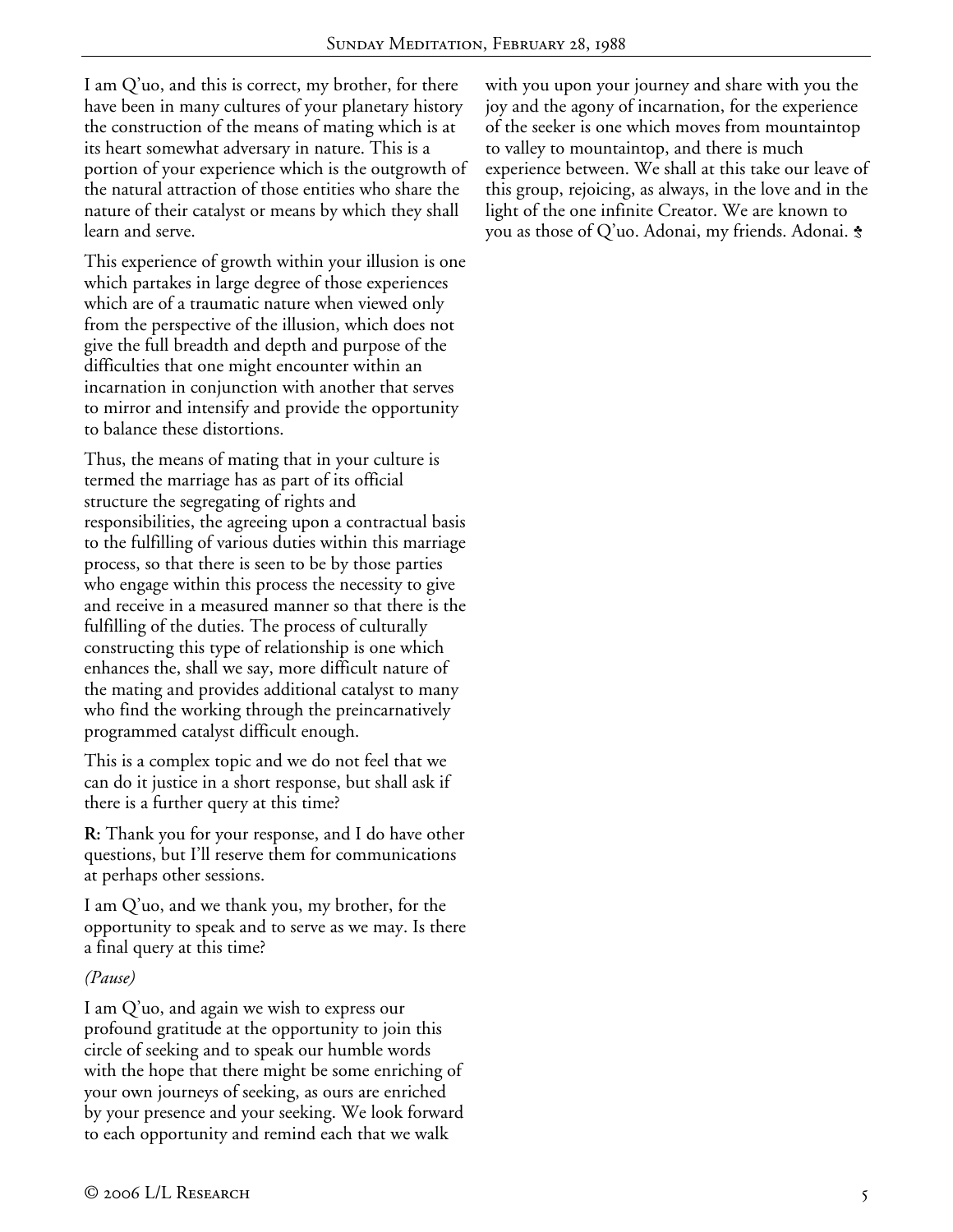I am Q'uo, and this is correct, my brother, for there have been in many cultures of your planetary history the construction of the means of mating which is at its heart somewhat adversary in nature. This is a portion of your experience which is the outgrowth of the natural attraction of those entities who share the nature of their catalyst or means by which they shall learn and serve.

This experience of growth within your illusion is one which partakes in large degree of those experiences which are of a traumatic nature when viewed only from the perspective of the illusion, which does not give the full breadth and depth and purpose of the difficulties that one might encounter within an incarnation in conjunction with another that serves to mirror and intensify and provide the opportunity to balance these distortions.

Thus, the means of mating that in your culture is termed the marriage has as part of its official structure the segregating of rights and responsibilities, the agreeing upon a contractual basis to the fulfilling of various duties within this marriage process, so that there is seen to be by those parties who engage within this process the necessity to give and receive in a measured manner so that there is the fulfilling of the duties. The process of culturally constructing this type of relationship is one which enhances the, shall we say, more difficult nature of the mating and provides additional catalyst to many who find the working through the preincarnatively programmed catalyst difficult enough.

This is a complex topic and we do not feel that we can do it justice in a short response, but shall ask if there is a further query at this time?

**R:** Thank you for your response, and I do have other questions, but I'll reserve them for communications at perhaps other sessions.

I am Q'uo, and we thank you, my brother, for the opportunity to speak and to serve as we may. Is there a final query at this time?

*(Pause)*

I am Q'uo, and again we wish to express our profound gratitude at the opportunity to join this circle of seeking and to speak our humble words with the hope that there might be some enriching of your own journeys of seeking, as ours are enriched by your presence and your seeking. We look forward to each opportunity and remind each that we walk with you upon your journey and share with you the joy and the agony of incarnation, for the experience of the seeker is one which moves from mountaintop to valley to mountaintop, and there is much experience between. We shall at this take our leave of this group, rejoicing, as always, in the love and in the light of the one infinite Creator. We are known to you as those of Q'uo. Adonai, my friends. Adonai.

© 2006 L/L Research